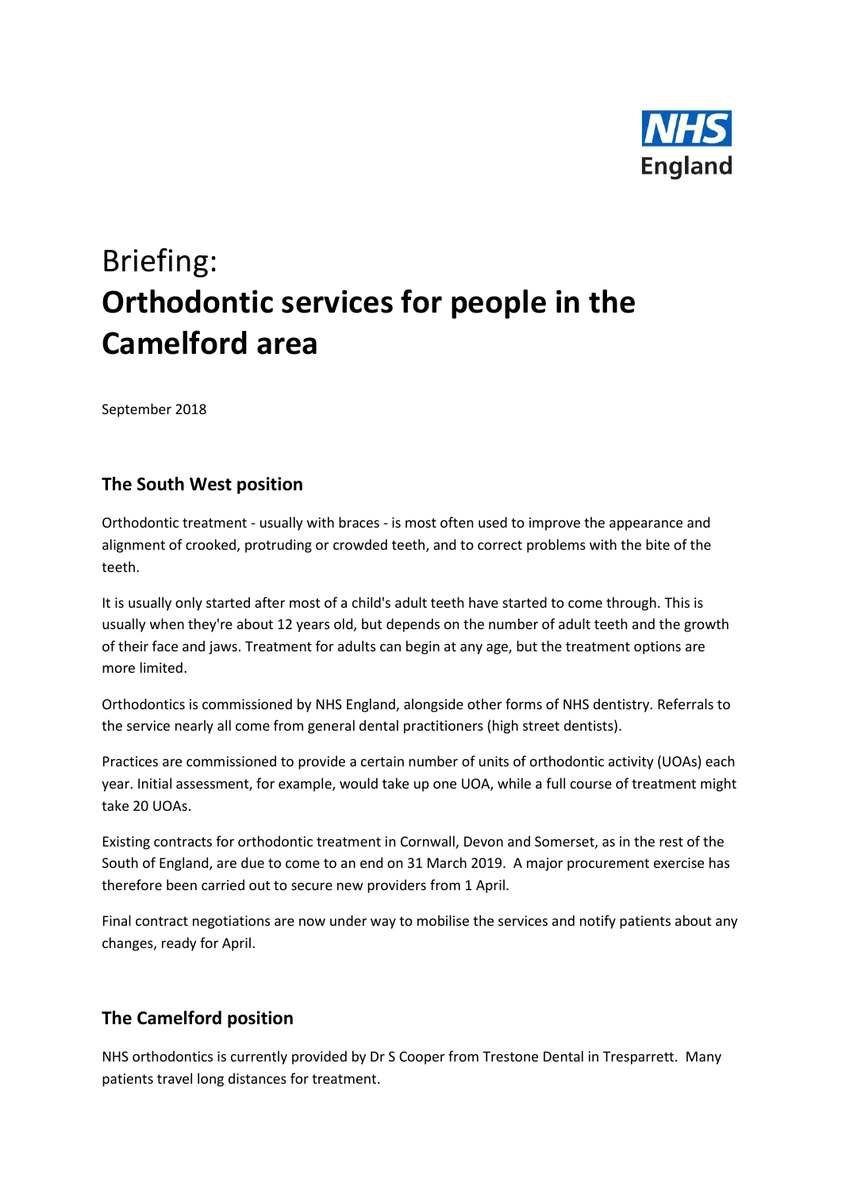NHS England

# Briefing:
# **Orthodontic services for people in the Camelford area**

September 2018

## The South West position

Orthodontic treatment - usually with braces - is most often used to improve the appearance and alignment of crooked, protruding or crowded teeth, and to correct problems with the bite of the teeth.

It is usually only started after most of a child's adult teeth have started to come through. This is usually when they're about 12 years old, but depends on the number of adult teeth and the growth of their face and jaws. Treatment for adults can begin at any age, but the treatment options are more limited.

Orthodontics is commissioned by NHS England, alongside other forms of NHS dentistry. Referrals to the service nearly all come from general dental practitioners (high street dentists).

Practices are commissioned to provide a certain number of units of orthodontic activity (UOAs) each year. Initial assessment, for example, would take up one UOA, while a full course of treatment might take 20 UOAs.

Existing contracts for orthodontic treatment in Cornwall, Devon and Somerset, as in the rest of the South of England, are due to come to an end on 31 March 2019. A major procurement exercise has therefore been carried out to secure new providers from 1 April.

Final contract negotiations are now under way to mobilise the services and notify patients about any changes, ready for April.

## The Camelford position

NHS orthodontics is currently provided by Dr S Cooper from Trestone Dental in Tresparrett. Many patients travel long distances for treatment.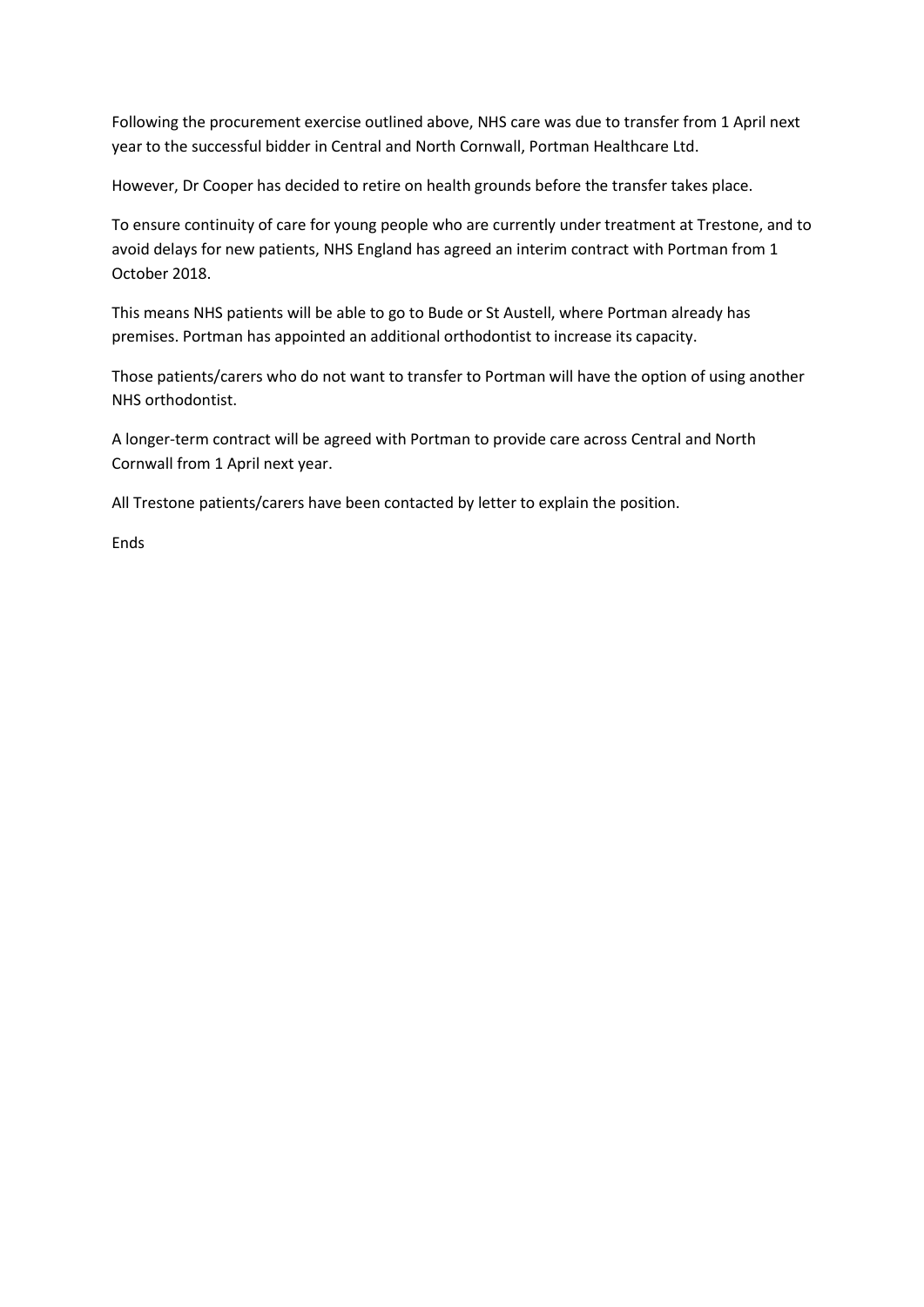Following the procurement exercise outlined above, NHS care was due to transfer from 1 April next year to the successful bidder in Central and North Cornwall, Portman Healthcare Ltd.

However, Dr Cooper has decided to retire on health grounds before the transfer takes place.

To ensure continuity of care for young people who are currently under treatment at Trestone, and to avoid delays for new patients, NHS England has agreed an interim contract with Portman from 1 October 2018.

This means NHS patients will be able to go to Bude or St Austell, where Portman already has premises. Portman has appointed an additional orthodontist to increase its capacity.

Those patients/carers who do not want to transfer to Portman will have the option of using another NHS orthodontist.

A longer-term contract will be agreed with Portman to provide care across Central and North Cornwall from 1 April next year.

All Trestone patients/carers have been contacted by letter to explain the position.

Ends